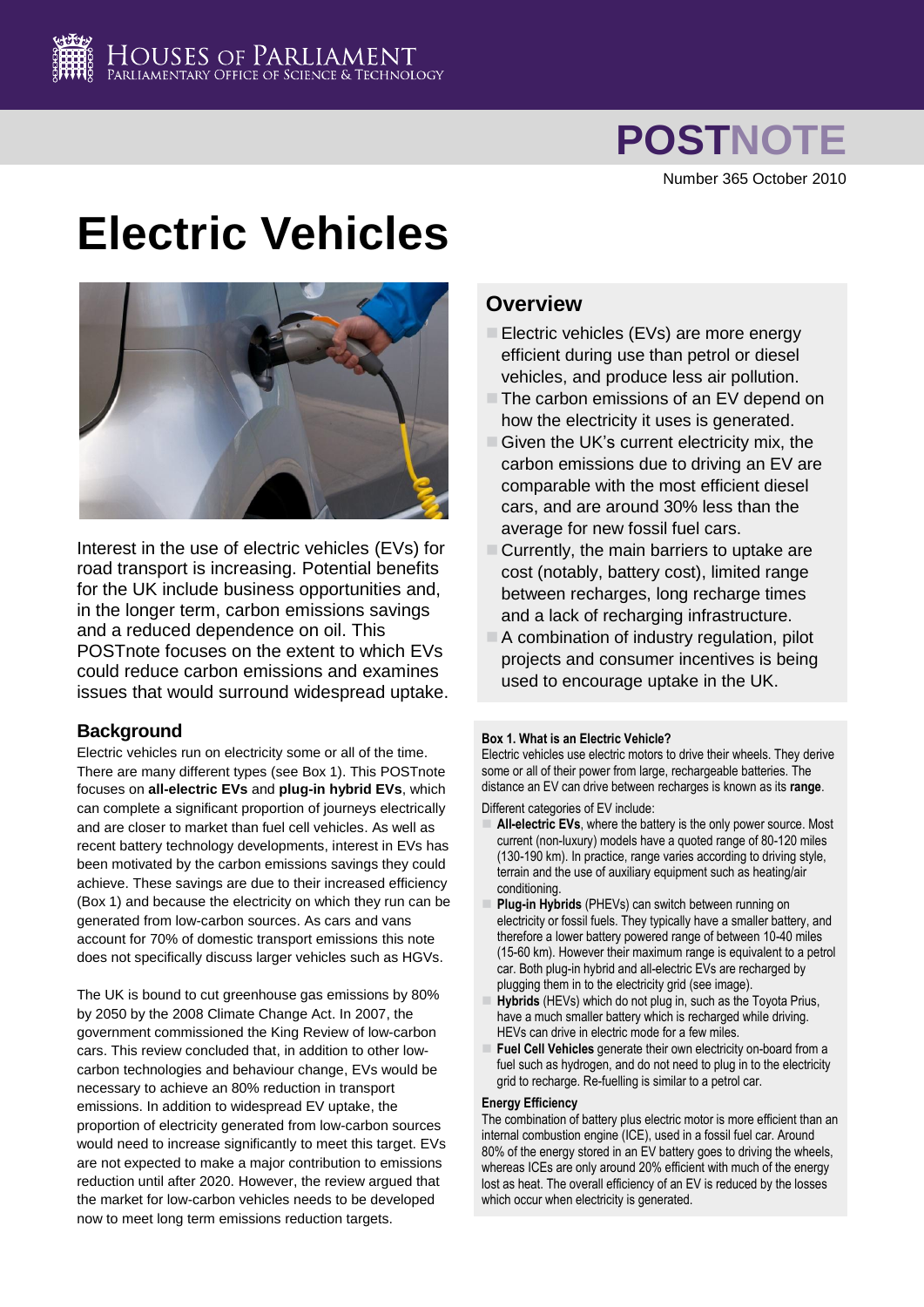HOUSES OF PARLIAMENT
PARLIAMENTARY OFFICE OF SCIENCE & TECHNOLOGY

**POSTNOTE**

Number 365 October 2010

# Electric Vehicles

Interest in the use of electric vehicles (EVs) for road transport is increasing. Potential benefits for the UK include business opportunities and, in the longer term, carbon emissions savings and a reduced dependence on oil. This POSTnote focuses on the extent to which EVs could reduce carbon emissions and examines issues that would surround widespread uptake.

## Overview

- Electric vehicles (EVs) are more energy efficient during use than petrol or diesel vehicles, and produce less air pollution.
- The carbon emissions of an EV depend on how the electricity it uses is generated.
- Given the UK's current electricity mix, the carbon emissions due to driving an EV are comparable with the most efficient diesel cars, and are around 30% less than the average for new fossil fuel cars.
- Currently, the main barriers to uptake are cost (notably, battery cost), limited range between recharges, long recharge times and a lack of recharging infrastructure.
- A combination of industry regulation, pilot projects and consumer incentives is being used to encourage uptake in the UK.

## Background

Electric vehicles run on electricity some or all of the time. There are many different types (see Box 1). This POSTnote focuses on **all-electric EVs** and **plug-in hybrid EVs**, which can complete a significant proportion of journeys electrically and are closer to market than fuel cell vehicles. As well as recent battery technology developments, interest in EVs has been motivated by the carbon emissions savings they could achieve. These savings are due to their increased efficiency (Box 1) and because the electricity on which they run can be generated from low-carbon sources. As cars and vans account for 70% of domestic transport emissions this note does not specifically discuss larger vehicles such as HGVs.

The UK is bound to cut greenhouse gas emissions by 80% by 2050 by the 2008 Climate Change Act. In 2007, the government commissioned the King Review of low-carbon cars. This review concluded that, in addition to other low-carbon technologies and behaviour change, EVs would be necessary to achieve an 80% reduction in transport emissions. In addition to widespread EV uptake, the proportion of electricity generated from low-carbon sources would need to increase significantly to meet this target. EVs are not expected to make a major contribution to emissions reduction until after 2020. However, the review argued that the market for low-carbon vehicles needs to be developed now to meet long term emissions reduction targets.

### Box 1. What is an Electric Vehicle?

Electric vehicles use electric motors to drive their wheels. They derive some or all of their power from large, rechargeable batteries. The distance an EV can drive between recharges is known as its **range**.

Different categories of EV include:

- **All-electric EVs**, where the battery is the only power source. Most current (non-luxury) models have a quoted range of 80-120 miles (130-190 km). In practice, range varies according to driving style, terrain and the use of auxiliary equipment such as heating/air conditioning.
- **Plug-in Hybrids** (PHEVs) can switch between running on electricity or fossil fuels. They typically have a smaller battery, and therefore a lower battery powered range of between 10-40 miles (15-60 km). However their maximum range is equivalent to a petrol car. Both plug-in hybrid and all-electric EVs are recharged by plugging them in to the electricity grid (see image).
- **Hybrids** (HEVs) which do not plug in, such as the Toyota Prius, have a much smaller battery which is recharged while driving. HEVs can drive in electric mode for a few miles.
- **Fuel Cell Vehicles** generate their own electricity on-board from a fuel such as hydrogen, and do not need to plug in to the electricity grid to recharge. Re-fuelling is similar to a petrol car.

**Energy Efficiency**

The combination of battery plus electric motor is more efficient than an internal combustion engine (ICE), used in a fossil fuel car. Around 80% of the energy stored in an EV battery goes to driving the wheels, whereas ICEs are only around 20% efficient with much of the energy lost as heat. The overall efficiency of an EV is reduced by the losses which occur when electricity is generated.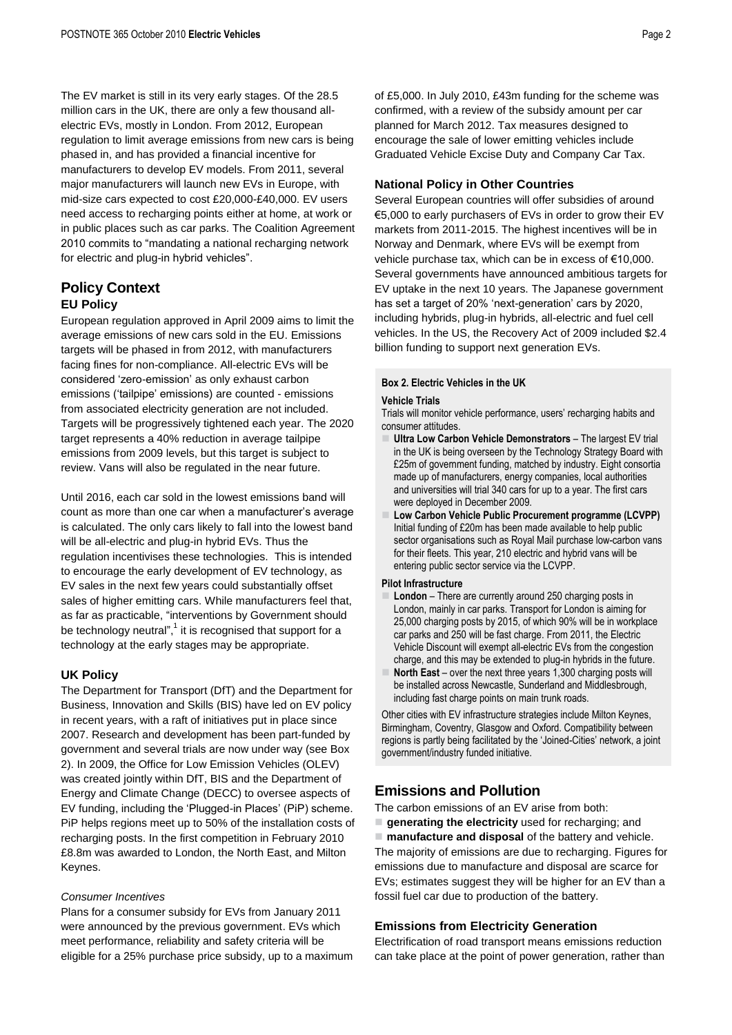The EV market is still in its very early stages. Of the 28.5 million cars in the UK, there are only a few thousand all-electric EVs, mostly in London. From 2012, European regulation to limit average emissions from new cars is being phased in, and has provided a financial incentive for manufacturers to develop EV models. From 2011, several major manufacturers will launch new EVs in Europe, with mid-size cars expected to cost £20,000-£40,000. EV users need access to recharging points either at home, at work or in public places such as car parks. The Coalition Agreement 2010 commits to "mandating a national recharging network for electric and plug-in hybrid vehicles".

## Policy Context

### EU Policy

European regulation approved in April 2009 aims to limit the average emissions of new cars sold in the EU. Emissions targets will be phased in from 2012, with manufacturers facing fines for non-compliance. All-electric EVs will be considered 'zero-emission' as only exhaust carbon emissions ('tailpipe' emissions) are counted - emissions from associated electricity generation are not included. Targets will be progressively tightened each year. The 2020 target represents a 40% reduction in average tailpipe emissions from 2009 levels, but this target is subject to review. Vans will also be regulated in the near future.

Until 2016, each car sold in the lowest emissions band will count as more than one car when a manufacturer's average is calculated. The only cars likely to fall into the lowest band will be all-electric and plug-in hybrid EVs. Thus the regulation incentivises these technologies. This is intended to encourage the early development of EV technology, as EV sales in the next few years could substantially offset sales of higher emitting cars. While manufacturers feel that, as far as practicable, "interventions by Government should be technology neutral",[1] it is recognised that support for a technology at the early stages may be appropriate.

### UK Policy

The Department for Transport (DfT) and the Department for Business, Innovation and Skills (BIS) have led on EV policy in recent years, with a raft of initiatives put in place since 2007. Research and development has been part-funded by government and several trials are now under way (see Box 2). In 2009, the Office for Low Emission Vehicles (OLEV) was created jointly within DfT, BIS and the Department of Energy and Climate Change (DECC) to oversee aspects of EV funding, including the 'Plugged-in Places' (PiP) scheme. PiP helps regions meet up to 50% of the installation costs of recharging posts. In the first competition in February 2010 £8.8m was awarded to London, the North East, and Milton Keynes.

*Consumer Incentives*

Plans for a consumer subsidy for EVs from January 2011 were announced by the previous government. EVs which meet performance, reliability and safety criteria will be eligible for a 25% purchase price subsidy, up to a maximum of £5,000. In July 2010, £43m funding for the scheme was confirmed, with a review of the subsidy amount per car planned for March 2012. Tax measures designed to encourage the sale of lower emitting vehicles include Graduated Vehicle Excise Duty and Company Car Tax.

### National Policy in Other Countries

Several European countries will offer subsidies of around €5,000 to early purchasers of EVs in order to grow their EV markets from 2011-2015. The highest incentives will be in Norway and Denmark, where EVs will be exempt from vehicle purchase tax, which can be in excess of €10,000. Several governments have announced ambitious targets for EV uptake in the next 10 years. The Japanese government has set a target of 20% 'next-generation' cars by 2020, including hybrids, plug-in hybrids, all-electric and fuel cell vehicles. In the US, the Recovery Act of 2009 included $2.4 billion funding to support next generation EVs.

**Box 2. Electric Vehicles in the UK**

**Vehicle Trials**

Trials will monitor vehicle performance, users' recharging habits and consumer attitudes.

- **Ultra Low Carbon Vehicle Demonstrators** – The largest EV trial in the UK is being overseen by the Technology Strategy Board with £25m of government funding, matched by industry. Eight consortia made up of manufacturers, energy companies, local authorities and universities will trial 340 cars for up to a year. The first cars were deployed in December 2009.
- **Low Carbon Vehicle Public Procurement programme (LCVPP)** Initial funding of £20m has been made available to help public sector organisations such as Royal Mail purchase low-carbon vans for their fleets. This year, 210 electric and hybrid vans will be entering public sector service via the LCVPP.

**Pilot Infrastructure**

- **London** – There are currently around 250 charging posts in London, mainly in car parks. Transport for London is aiming for 25,000 charging posts by 2015, of which 90% will be in workplace car parks and 250 will be fast charge. From 2011, the Electric Vehicle Discount will exempt all-electric EVs from the congestion charge, and this may be extended to plug-in hybrids in the future.
- **North East** – over the next three years 1,300 charging posts will be installed across Newcastle, Sunderland and Middlesbrough, including fast charge points on main trunk roads.

Other cities with EV infrastructure strategies include Milton Keynes, Birmingham, Coventry, Glasgow and Oxford. Compatibility between regions is partly being facilitated by the 'Joined-Cities' network, a joint government/industry funded initiative.

## Emissions and Pollution

The carbon emissions of an EV arise from both:

- **generating the electricity** used for recharging; and
- **manufacture and disposal** of the battery and vehicle.

The majority of emissions are due to recharging. Figures for emissions due to manufacture and disposal are scarce for EVs; estimates suggest they will be higher for an EV than a fossil fuel car due to production of the battery.

### Emissions from Electricity Generation

Electrification of road transport means emissions reduction can take place at the point of power generation, rather than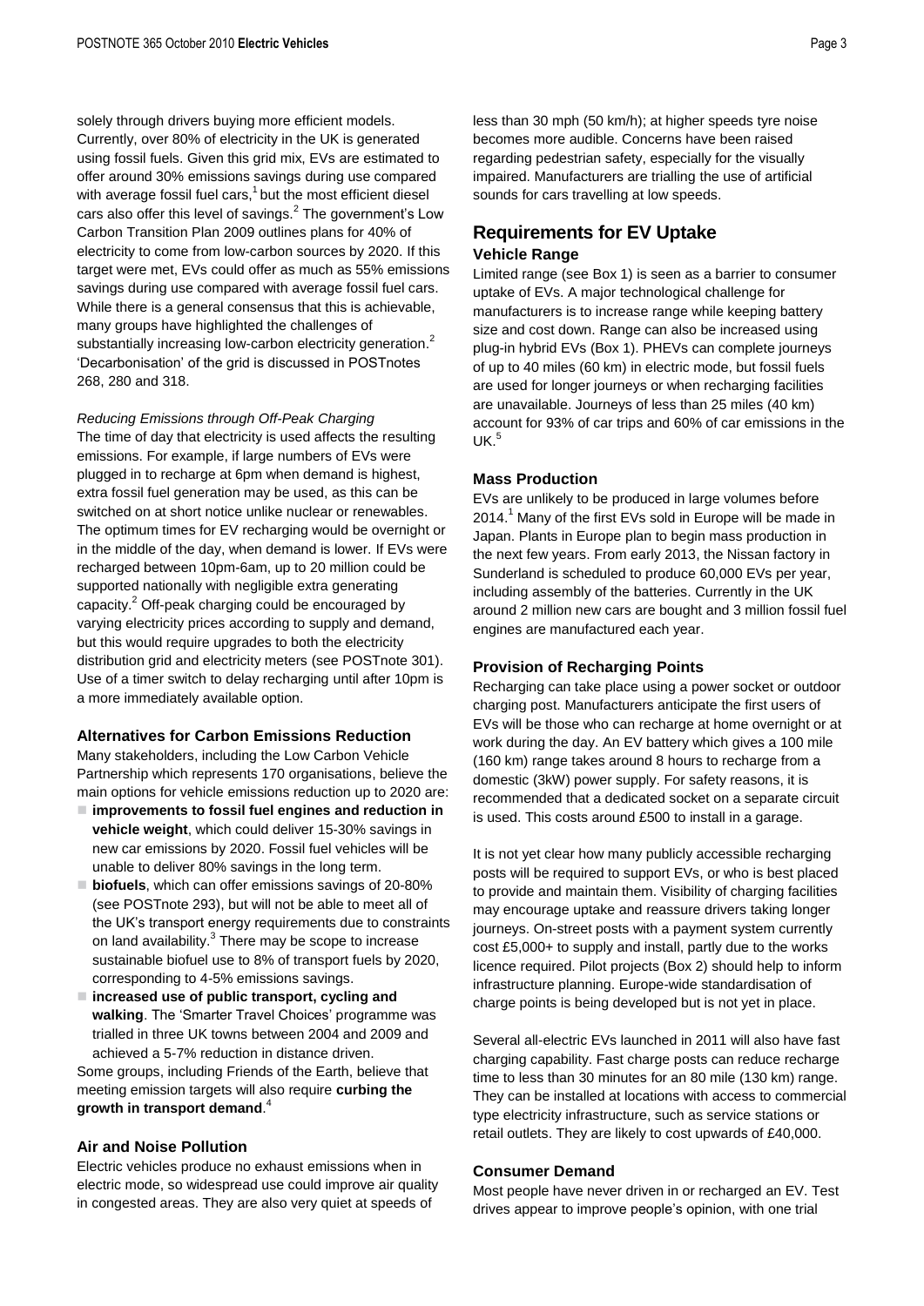solely through drivers buying more efficient models. Currently, over 80% of electricity in the UK is generated using fossil fuels. Given this grid mix, EVs are estimated to offer around 30% emissions savings during use compared with average fossil fuel cars,[1] but the most efficient diesel cars also offer this level of savings.[2] The government's Low Carbon Transition Plan 2009 outlines plans for 40% of electricity to come from low-carbon sources by 2020. If this target were met, EVs could offer as much as 55% emissions savings during use compared with average fossil fuel cars. While there is a general consensus that this is achievable, many groups have highlighted the challenges of substantially increasing low-carbon electricity generation.[2] 'Decarbonisation' of the grid is discussed in POSTnotes 268, 280 and 318.

*Reducing Emissions through Off-Peak Charging*

The time of day that electricity is used affects the resulting emissions. For example, if large numbers of EVs were plugged in to recharge at 6pm when demand is highest, extra fossil fuel generation may be used, as this can be switched on at short notice unlike nuclear or renewables. The optimum times for EV recharging would be overnight or in the middle of the day, when demand is lower. If EVs were recharged between 10pm-6am, up to 20 million could be supported nationally with negligible extra generating capacity.[2] Off-peak charging could be encouraged by varying electricity prices according to supply and demand, but this would require upgrades to both the electricity distribution grid and electricity meters (see POSTnote 301). Use of a timer switch to delay recharging until after 10pm is a more immediately available option.

### Alternatives for Carbon Emissions Reduction

Many stakeholders, including the Low Carbon Vehicle Partnership which represents 170 organisations, believe the main options for vehicle emissions reduction up to 2020 are:

- **improvements to fossil fuel engines and reduction in vehicle weight**, which could deliver 15-30% savings in new car emissions by 2020. Fossil fuel vehicles will be unable to deliver 80% savings in the long term.
- **biofuels**, which can offer emissions savings of 20-80% (see POSTnote 293), but will not be able to meet all of the UK's transport energy requirements due to constraints on land availability.[3] There may be scope to increase sustainable biofuel use to 8% of transport fuels by 2020, corresponding to 4-5% emissions savings.
- **increased use of public transport, cycling and walking**. The 'Smarter Travel Choices' programme was trialled in three UK towns between 2004 and 2009 and achieved a 5-7% reduction in distance driven.

Some groups, including Friends of the Earth, believe that meeting emission targets will also require **curbing the growth in transport demand**.[4]

### Air and Noise Pollution

Electric vehicles produce no exhaust emissions when in electric mode, so widespread use could improve air quality in congested areas. They are also very quiet at speeds of less than 30 mph (50 km/h); at higher speeds tyre noise becomes more audible. Concerns have been raised regarding pedestrian safety, especially for the visually impaired. Manufacturers are trialling the use of artificial sounds for cars travelling at low speeds.

## Requirements for EV Uptake

### Vehicle Range

Limited range (see Box 1) is seen as a barrier to consumer uptake of EVs. A major technological challenge for manufacturers is to increase range while keeping battery size and cost down. Range can also be increased using plug-in hybrid EVs (Box 1). PHEVs can complete journeys of up to 40 miles (60 km) in electric mode, but fossil fuels are used for longer journeys or when recharging facilities are unavailable. Journeys of less than 25 miles (40 km) account for 93% of car trips and 60% of car emissions in the UK.[5]

### Mass Production

EVs are unlikely to be produced in large volumes before 2014.[1] Many of the first EVs sold in Europe will be made in Japan. Plants in Europe plan to begin mass production in the next few years. From early 2013, the Nissan factory in Sunderland is scheduled to produce 60,000 EVs per year, including assembly of the batteries. Currently in the UK around 2 million new cars are bought and 3 million fossil fuel engines are manufactured each year.

### Provision of Recharging Points

Recharging can take place using a power socket or outdoor charging post. Manufacturers anticipate the first users of EVs will be those who can recharge at home overnight or at work during the day. An EV battery which gives a 100 mile (160 km) range takes around 8 hours to recharge from a domestic (3kW) power supply. For safety reasons, it is recommended that a dedicated socket on a separate circuit is used. This costs around £500 to install in a garage.

It is not yet clear how many publicly accessible recharging posts will be required to support EVs, or who is best placed to provide and maintain them. Visibility of charging facilities may encourage uptake and reassure drivers taking longer journeys. On-street posts with a payment system currently cost £5,000+ to supply and install, partly due to the works licence required. Pilot projects (Box 2) should help to inform infrastructure planning. Europe-wide standardisation of charge points is being developed but is not yet in place.

Several all-electric EVs launched in 2011 will also have fast charging capability. Fast charge posts can reduce recharge time to less than 30 minutes for an 80 mile (130 km) range. They can be installed at locations with access to commercial type electricity infrastructure, such as service stations or retail outlets. They are likely to cost upwards of £40,000.

### Consumer Demand

Most people have never driven in or recharged an EV. Test drives appear to improve people's opinion, with one trial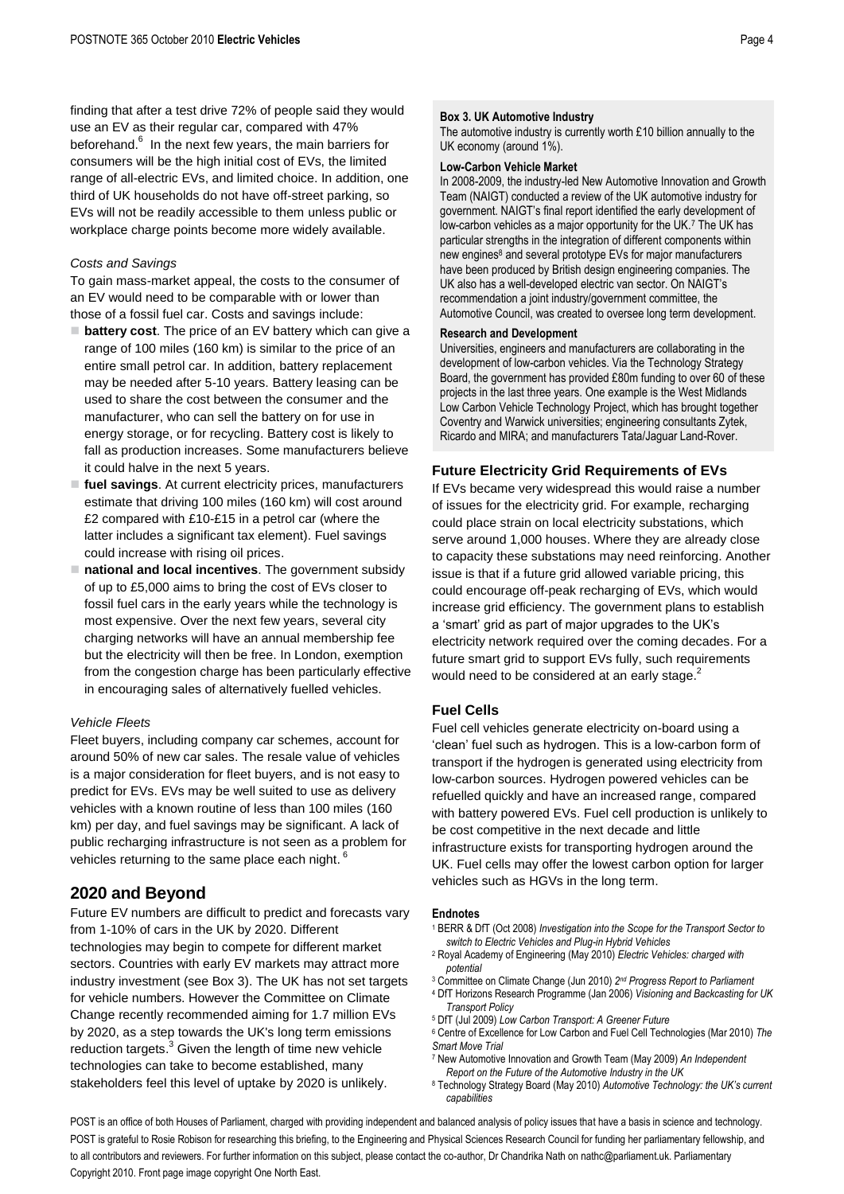finding that after a test drive 72% of people said they would use an EV as their regular car, compared with 47% beforehand.[6] In the next few years, the main barriers for consumers will be the high initial cost of EVs, the limited range of all-electric EVs, and limited choice. In addition, one third of UK households do not have off-street parking, so EVs will not be readily accessible to them unless public or workplace charge points become more widely available.

*Costs and Savings*

To gain mass-market appeal, the costs to the consumer of an EV would need to be comparable with or lower than those of a fossil fuel car. Costs and savings include:

- **battery cost**. The price of an EV battery which can give a range of 100 miles (160 km) is similar to the price of an entire small petrol car. In addition, battery replacement may be needed after 5-10 years. Battery leasing can be used to share the cost between the consumer and the manufacturer, who can sell the battery on for use in energy storage, or for recycling. Battery cost is likely to fall as production increases. Some manufacturers believe it could halve in the next 5 years.
- **fuel savings**. At current electricity prices, manufacturers estimate that driving 100 miles (160 km) will cost around £2 compared with £10-£15 in a petrol car (where the latter includes a significant tax element). Fuel savings could increase with rising oil prices.
- **national and local incentives**. The government subsidy of up to £5,000 aims to bring the cost of EVs closer to fossil fuel cars in the early years while the technology is most expensive. Over the next few years, several city charging networks will have an annual membership fee but the electricity will then be free. In London, exemption from the congestion charge has been particularly effective in encouraging sales of alternatively fuelled vehicles.

*Vehicle Fleets*

Fleet buyers, including company car schemes, account for around 50% of new car sales. The resale value of vehicles is a major consideration for fleet buyers, and is not easy to predict for EVs. EVs may be well suited to use as delivery vehicles with a known routine of less than 100 miles (160 km) per day, and fuel savings may be significant. A lack of public recharging infrastructure is not seen as a problem for vehicles returning to the same place each night.[6]

## 2020 and Beyond

Future EV numbers are difficult to predict and forecasts vary from 1-10% of cars in the UK by 2020. Different technologies may begin to compete for different market sectors. Countries with early EV markets may attract more industry investment (see Box 3). The UK has not set targets for vehicle numbers. However the Committee on Climate Change recently recommended aiming for 1.7 million EVs by 2020, as a step towards the UK's long term emissions reduction targets.[3] Given the length of time new vehicle technologies can take to become established, many stakeholders feel this level of uptake by 2020 is unlikely.

**Box 3. UK Automotive Industry**

The automotive industry is currently worth £10 billion annually to the UK economy (around 1%).

**Low-Carbon Vehicle Market**

In 2008-2009, the industry-led New Automotive Innovation and Growth Team (NAIGT) conducted a review of the UK automotive industry for government. NAIGT's final report identified the early development of low-carbon vehicles as a major opportunity for the UK.[7] The UK has particular strengths in the integration of different components within new engines[8] and several prototype EVs for major manufacturers have been produced by British design engineering companies. The UK also has a well-developed electric van sector. On NAIGT's recommendation a joint industry/government committee, the Automotive Council, was created to oversee long term development.

**Research and Development**

Universities, engineers and manufacturers are collaborating in the development of low-carbon vehicles. Via the Technology Strategy Board, the government has provided £80m funding to over 60 of these projects in the last three years. One example is the West Midlands Low Carbon Vehicle Technology Project, which has brought together Coventry and Warwick universities; engineering consultants Zytek, Ricardo and MIRA; and manufacturers Tata/Jaguar Land-Rover.

### Future Electricity Grid Requirements of EVs

If EVs became very widespread this would raise a number of issues for the electricity grid. For example, recharging could place strain on local electricity substations, which serve around 1,000 houses. Where they are already close to capacity these substations may need reinforcing. Another issue is that if a future grid allowed variable pricing, this could encourage off-peak recharging of EVs, which would increase grid efficiency. The government plans to establish a 'smart' grid as part of major upgrades to the UK's electricity network required over the coming decades. For a future smart grid to support EVs fully, such requirements would need to be considered at an early stage.[2]

### Fuel Cells

Fuel cell vehicles generate electricity on-board using a 'clean' fuel such as hydrogen. This is a low-carbon form of transport if the hydrogen is generated using electricity from low-carbon sources. Hydrogen powered vehicles can be refuelled quickly and have an increased range, compared with battery powered EVs. Fuel cell production is unlikely to be cost competitive in the next decade and little infrastructure exists for transporting hydrogen around the UK. Fuel cells may offer the lowest carbon option for larger vehicles such as HGVs in the long term.

**Endnotes**

1. BERR & DfT (Oct 2008) *Investigation into the Scope for the Transport Sector to switch to Electric Vehicles and Plug-in Hybrid Vehicles*
2. Royal Academy of Engineering (May 2010) *Electric Vehicles: charged with potential*
3. Committee on Climate Change (Jun 2010) *2nd Progress Report to Parliament*
4. DfT Horizons Research Programme (Jan 2006) *Visioning and Backcasting for UK Transport Policy*
5. DfT (Jul 2009) *Low Carbon Transport: A Greener Future*
6. Centre of Excellence for Low Carbon and Fuel Cell Technologies (Mar 2010) *The Smart Move Trial*
7. New Automotive Innovation and Growth Team (May 2009) *An Independent Report on the Future of the Automotive Industry in the UK*
8. Technology Strategy Board (May 2010) *Automotive Technology: the UK's current capabilities*

POST is an office of both Houses of Parliament, charged with providing independent and balanced analysis of policy issues that have a basis in science and technology. POST is grateful to Rosie Robison for researching this briefing, to the Engineering and Physical Sciences Research Council for funding her parliamentary fellowship, and to all contributors and reviewers. For further information on this subject, please contact the co-author, Dr Chandrika Nath on nathc@parliament.uk. Parliamentary Copyright 2010. Front page image copyright One North East.